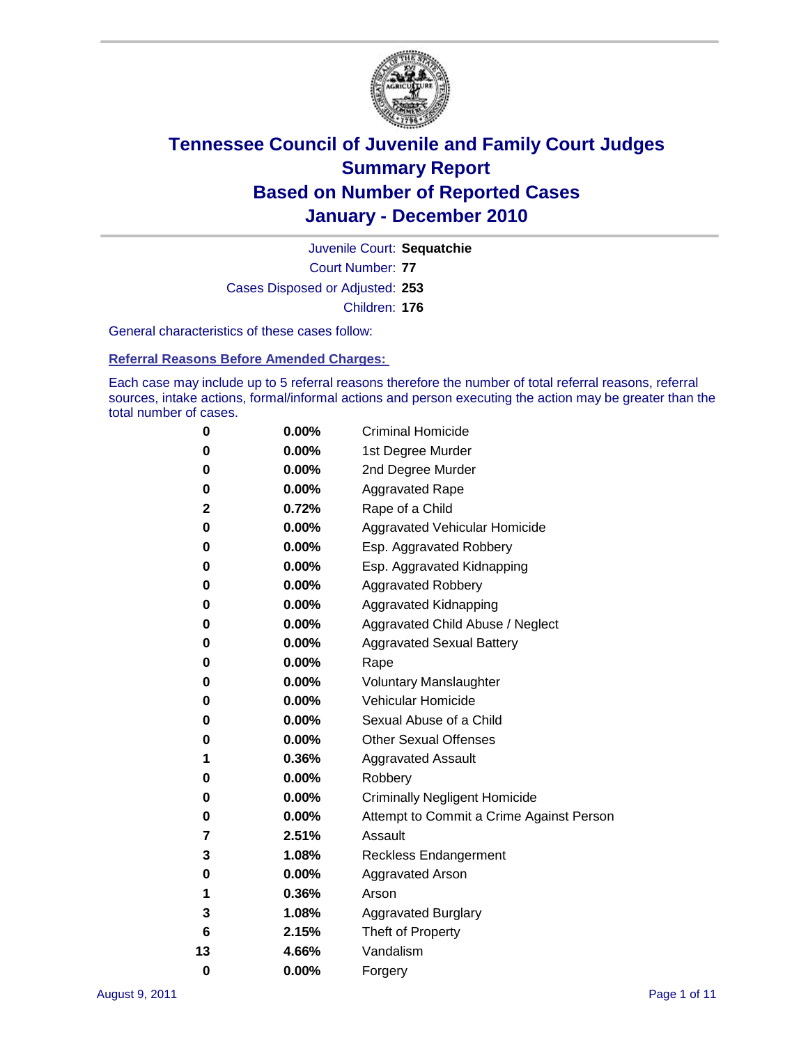# Tennessee Council of Juvenile and Family Court Judges
# Summary Report
# Based on Number of Reported Cases
# January - December 2010

Juvenile Court: **Sequatchie**

Court Number: **77**

Cases Disposed or Adjusted: **253**

Children: **176**

General characteristics of these cases follow:

## Referral Reasons Before Amended Charges:

Each case may include up to 5 referral reasons therefore the number of total referral reasons, referral sources, intake actions, formal/informal actions and person executing the action may be greater than the total number of cases.

| | | |
|---|---|---|
| 0 | 0.00% | Criminal Homicide |
| 0 | 0.00% | 1st Degree Murder |
| 0 | 0.00% | 2nd Degree Murder |
| 0 | 0.00% | Aggravated Rape |
| 2 | 0.72% | Rape of a Child |
| 0 | 0.00% | Aggravated Vehicular Homicide |
| 0 | 0.00% | Esp. Aggravated Robbery |
| 0 | 0.00% | Esp. Aggravated Kidnapping |
| 0 | 0.00% | Aggravated Robbery |
| 0 | 0.00% | Aggravated Kidnapping |
| 0 | 0.00% | Aggravated Child Abuse / Neglect |
| 0 | 0.00% | Aggravated Sexual Battery |
| 0 | 0.00% | Rape |
| 0 | 0.00% | Voluntary Manslaughter |
| 0 | 0.00% | Vehicular Homicide |
| 0 | 0.00% | Sexual Abuse of a Child |
| 0 | 0.00% | Other Sexual Offenses |
| 1 | 0.36% | Aggravated Assault |
| 0 | 0.00% | Robbery |
| 0 | 0.00% | Criminally Negligent Homicide |
| 0 | 0.00% | Attempt to Commit a Crime Against Person |
| 7 | 2.51% | Assault |
| 3 | 1.08% | Reckless Endangerment |
| 0 | 0.00% | Aggravated Arson |
| 1 | 0.36% | Arson |
| 3 | 1.08% | Aggravated Burglary |
| 6 | 2.15% | Theft of Property |
| 13 | 4.66% | Vandalism |
| 0 | 0.00% | Forgery |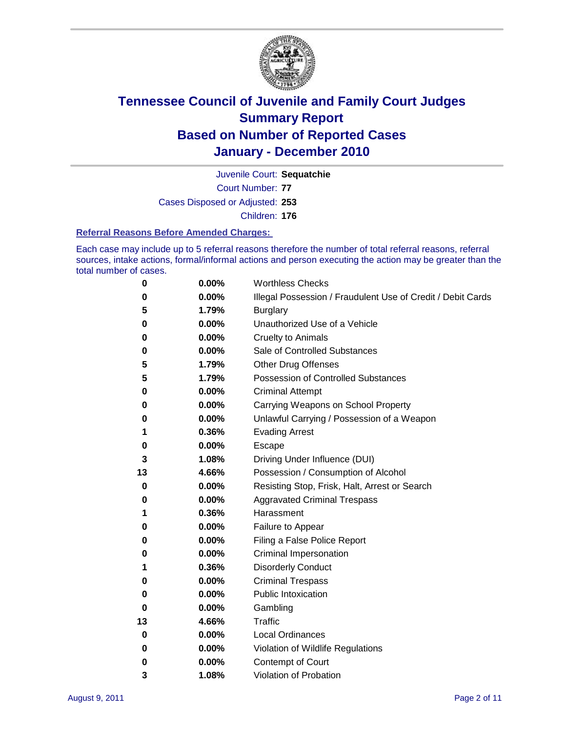# Tennessee Council of Juvenile and Family Court Judges
## Summary Report
## Based on Number of Reported Cases
## January - December 2010

Juvenile Court: **Sequatchie**

Court Number: **77**

Cases Disposed or Adjusted: **253**

Children: **176**

### Referral Reasons Before Amended Charges:

Each case may include up to 5 referral reasons therefore the number of total referral reasons, referral sources, intake actions, formal/informal actions and person executing the action may be greater than the total number of cases.

| Count | Percent | Referral Reason |
|---|---|---|
| 0 | 0.00% | Worthless Checks |
| 0 | 0.00% | Illegal Possession / Fraudulent Use of Credit / Debit Cards |
| 5 | 1.79% | Burglary |
| 0 | 0.00% | Unauthorized Use of a Vehicle |
| 0 | 0.00% | Cruelty to Animals |
| 0 | 0.00% | Sale of Controlled Substances |
| 5 | 1.79% | Other Drug Offenses |
| 5 | 1.79% | Possession of Controlled Substances |
| 0 | 0.00% | Criminal Attempt |
| 0 | 0.00% | Carrying Weapons on School Property |
| 0 | 0.00% | Unlawful Carrying / Possession of a Weapon |
| 1 | 0.36% | Evading Arrest |
| 0 | 0.00% | Escape |
| 3 | 1.08% | Driving Under Influence (DUI) |
| 13 | 4.66% | Possession / Consumption of Alcohol |
| 0 | 0.00% | Resisting Stop, Frisk, Halt, Arrest or Search |
| 0 | 0.00% | Aggravated Criminal Trespass |
| 1 | 0.36% | Harassment |
| 0 | 0.00% | Failure to Appear |
| 0 | 0.00% | Filing a False Police Report |
| 0 | 0.00% | Criminal Impersonation |
| 1 | 0.36% | Disorderly Conduct |
| 0 | 0.00% | Criminal Trespass |
| 0 | 0.00% | Public Intoxication |
| 0 | 0.00% | Gambling |
| 13 | 4.66% | Traffic |
| 0 | 0.00% | Local Ordinances |
| 0 | 0.00% | Violation of Wildlife Regulations |
| 0 | 0.00% | Contempt of Court |
| 3 | 1.08% | Violation of Probation |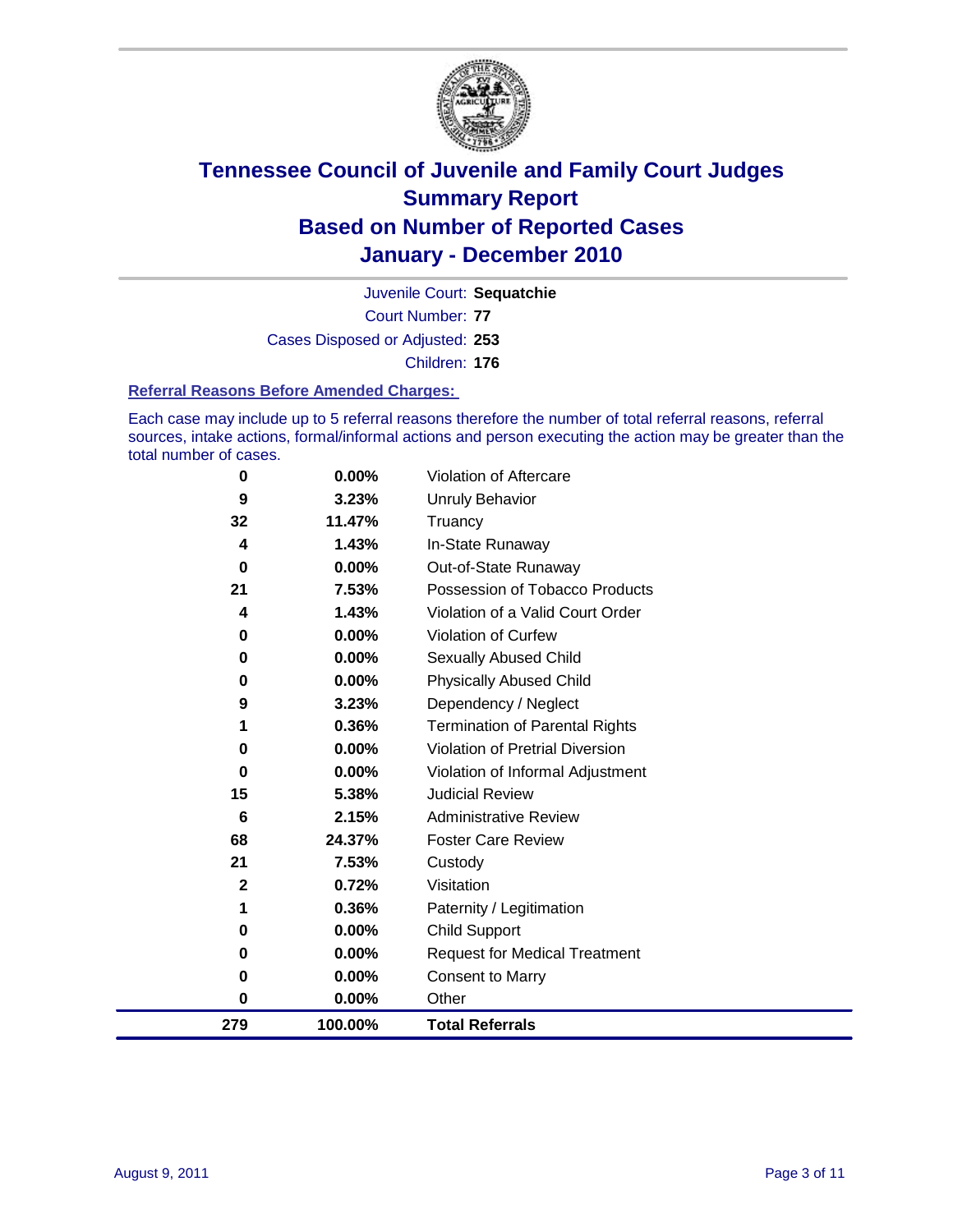# Tennessee Council of Juvenile and Family Court Judges
## Summary Report
## Based on Number of Reported Cases
## January - December 2010

Juvenile Court: **Sequatchie**

Court Number: **77**

Cases Disposed or Adjusted: **253**

Children: **176**

### Referral Reasons Before Amended Charges:

Each case may include up to 5 referral reasons therefore the number of total referral reasons, referral sources, intake actions, formal/informal actions and person executing the action may be greater than the total number of cases.

| Count | Percent | Referral Reason |
|---|---|---|
| 0 | 0.00% | Violation of Aftercare |
| 9 | 3.23% | Unruly Behavior |
| 32 | 11.47% | Truancy |
| 4 | 1.43% | In-State Runaway |
| 0 | 0.00% | Out-of-State Runaway |
| 21 | 7.53% | Possession of Tobacco Products |
| 4 | 1.43% | Violation of a Valid Court Order |
| 0 | 0.00% | Violation of Curfew |
| 0 | 0.00% | Sexually Abused Child |
| 0 | 0.00% | Physically Abused Child |
| 9 | 3.23% | Dependency / Neglect |
| 1 | 0.36% | Termination of Parental Rights |
| 0 | 0.00% | Violation of Pretrial Diversion |
| 0 | 0.00% | Violation of Informal Adjustment |
| 15 | 5.38% | Judicial Review |
| 6 | 2.15% | Administrative Review |
| 68 | 24.37% | Foster Care Review |
| 21 | 7.53% | Custody |
| 2 | 0.72% | Visitation |
| 1 | 0.36% | Paternity / Legitimation |
| 0 | 0.00% | Child Support |
| 0 | 0.00% | Request for Medical Treatment |
| 0 | 0.00% | Consent to Marry |
| 0 | 0.00% | Other |
| **279** | **100.00%** | **Total Referrals** |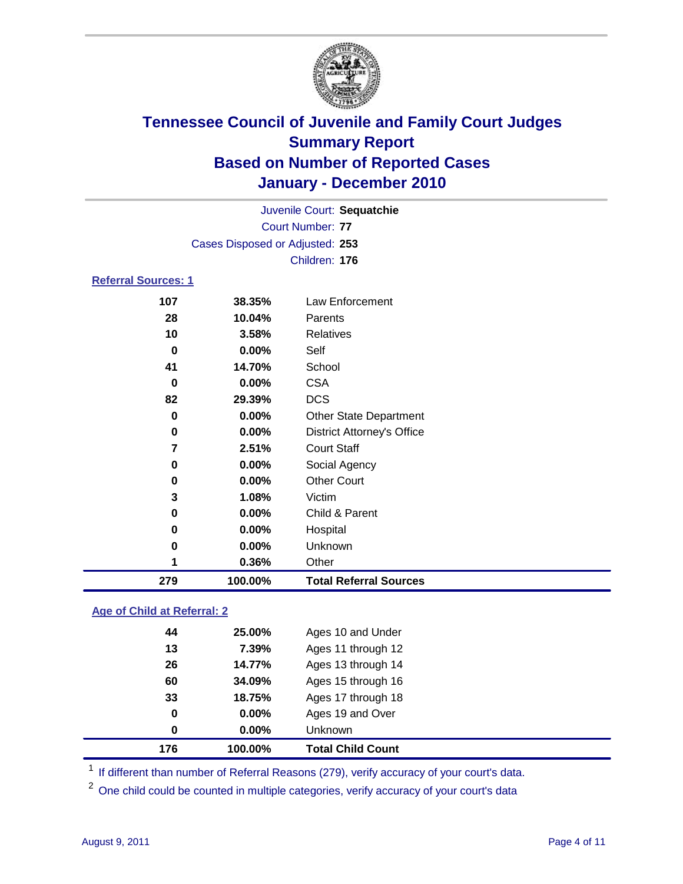# Tennessee Council of Juvenile and Family Court Judges
## Summary Report
## Based on Number of Reported Cases
## January - December 2010

Juvenile Court: **Sequatchie**
Court Number: **77**
Cases Disposed or Adjusted: **253**
Children: **176**

### Referral Sources: 1

| | | |
|---|---|---|
| 107 | 38.35% | Law Enforcement |
| 28 | 10.04% | Parents |
| 10 | 3.58% | Relatives |
| 0 | 0.00% | Self |
| 41 | 14.70% | School |
| 0 | 0.00% | CSA |
| 82 | 29.39% | DCS |
| 0 | 0.00% | Other State Department |
| 0 | 0.00% | District Attorney's Office |
| 7 | 2.51% | Court Staff |
| 0 | 0.00% | Social Agency |
| 0 | 0.00% | Other Court |
| 3 | 1.08% | Victim |
| 0 | 0.00% | Child & Parent |
| 0 | 0.00% | Hospital |
| 0 | 0.00% | Unknown |
| 1 | 0.36% | Other |
| **279** | **100.00%** | **Total Referral Sources** |

### Age of Child at Referral: 2

| | | |
|---|---|---|
| 44 | 25.00% | Ages 10 and Under |
| 13 | 7.39% | Ages 11 through 12 |
| 26 | 14.77% | Ages 13 through 14 |
| 60 | 34.09% | Ages 15 through 16 |
| 33 | 18.75% | Ages 17 through 18 |
| 0 | 0.00% | Ages 19 and Over |
| 0 | 0.00% | Unknown |
| **176** | **100.00%** | **Total Child Count** |

[1] If different than number of Referral Reasons (279), verify accuracy of your court's data.

[2] One child could be counted in multiple categories, verify accuracy of your court's data

August 9, 2011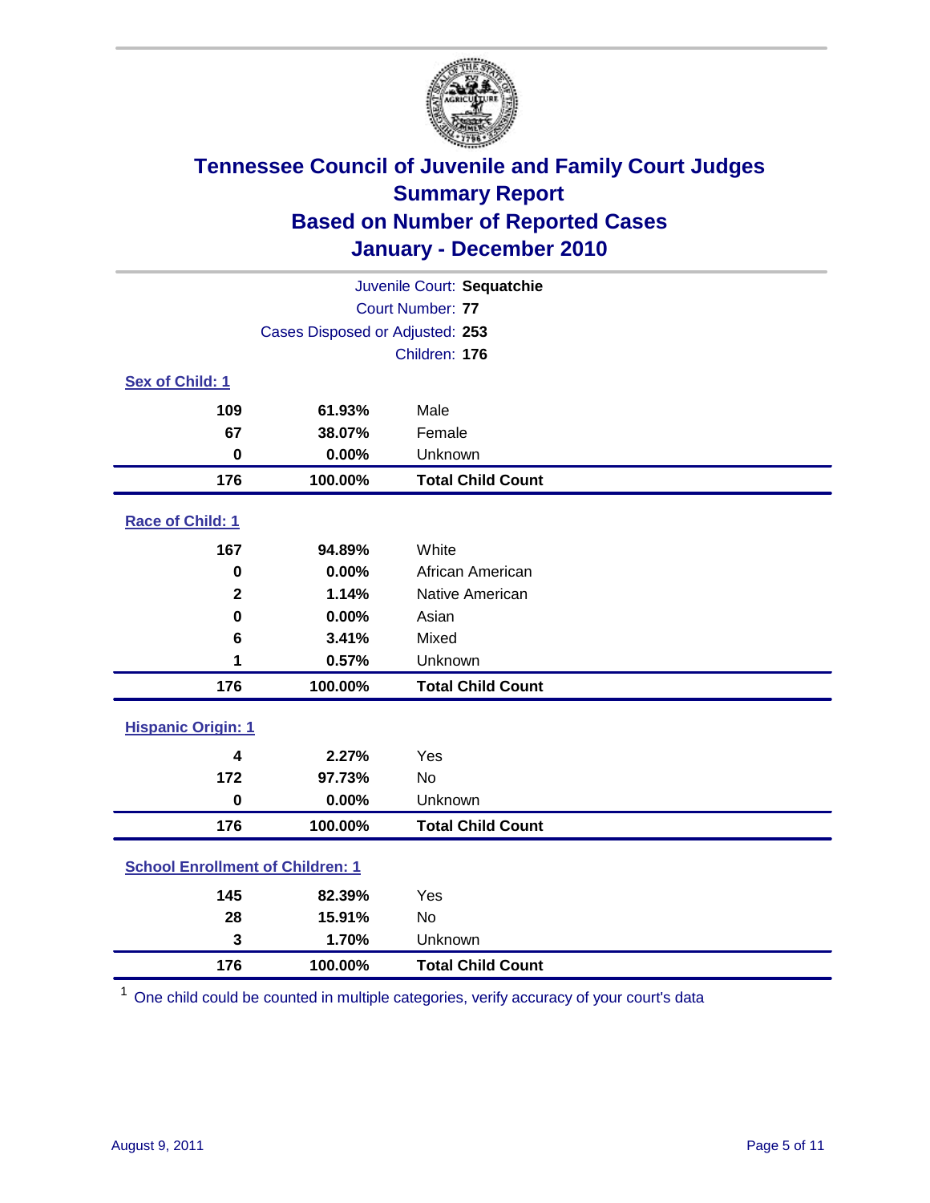# Tennessee Council of Juvenile and Family Court Judges
## Summary Report
## Based on Number of Reported Cases
## January - December 2010

Juvenile Court: **Sequatchie**
Court Number: **77**
Cases Disposed or Adjusted: **253**
Children: **176**

### Sex of Child: [1]

| Count | Percent | Category |
|---|---|---|
| 109 | 61.93% | Male |
| 67 | 38.07% | Female |
| 0 | 0.00% | Unknown |
| **176** | **100.00%** | **Total Child Count** |

### Race of Child: [1]

| Count | Percent | Category |
|---|---|---|
| 167 | 94.89% | White |
| 0 | 0.00% | African American |
| 2 | 1.14% | Native American |
| 0 | 0.00% | Asian |
| 6 | 3.41% | Mixed |
| 1 | 0.57% | Unknown |
| **176** | **100.00%** | **Total Child Count** |

### Hispanic Origin: [1]

| Count | Percent | Category |
|---|---|---|
| 4 | 2.27% | Yes |
| 172 | 97.73% | No |
| 0 | 0.00% | Unknown |
| **176** | **100.00%** | **Total Child Count** |

### School Enrollment of Children: [1]

| Count | Percent | Category |
|---|---|---|
| 145 | 82.39% | Yes |
| 28 | 15.91% | No |
| 3 | 1.70% | Unknown |
| **176** | **100.00%** | **Total Child Count** |

[1] One child could be counted in multiple categories, verify accuracy of your court's data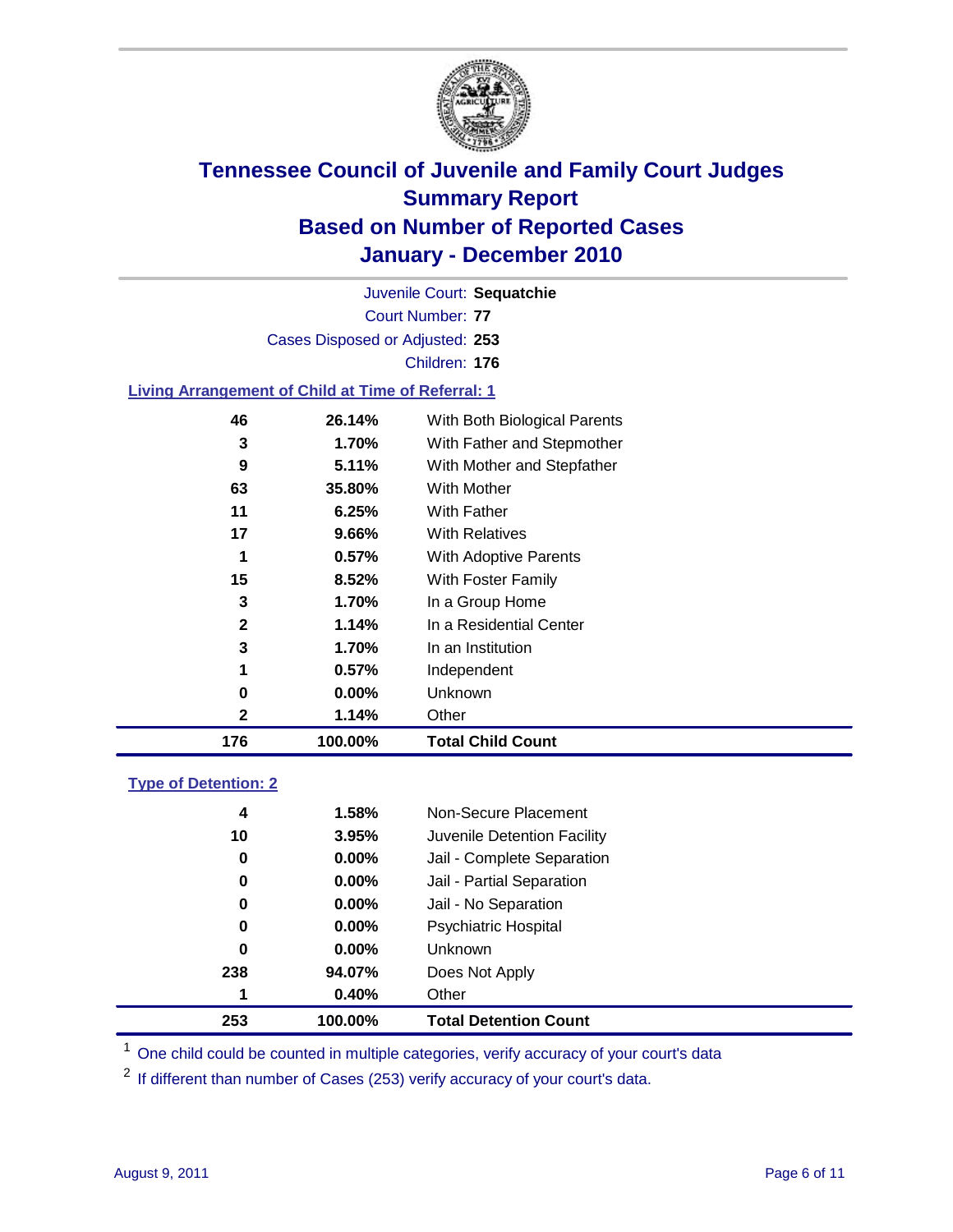# Tennessee Council of Juvenile and Family Court Judges
## Summary Report
## Based on Number of Reported Cases
## January - December 2010

Juvenile Court: **Sequatchie**

Court Number: **77**

Cases Disposed or Adjusted: **253**

Children: **176**

### Living Arrangement of Child at Time of Referral: 1

| Count | Percent | Category |
|---|---|---|
| 46 | 26.14% | With Both Biological Parents |
| 3 | 1.70% | With Father and Stepmother |
| 9 | 5.11% | With Mother and Stepfather |
| 63 | 35.80% | With Mother |
| 11 | 6.25% | With Father |
| 17 | 9.66% | With Relatives |
| 1 | 0.57% | With Adoptive Parents |
| 15 | 8.52% | With Foster Family |
| 3 | 1.70% | In a Group Home |
| 2 | 1.14% | In a Residential Center |
| 3 | 1.70% | In an Institution |
| 1 | 0.57% | Independent |
| 0 | 0.00% | Unknown |
| 2 | 1.14% | Other |
| **176** | **100.00%** | **Total Child Count** |

### Type of Detention: 2

| Count | Percent | Category |
|---|---|---|
| 4 | 1.58% | Non-Secure Placement |
| 10 | 3.95% | Juvenile Detention Facility |
| 0 | 0.00% | Jail - Complete Separation |
| 0 | 0.00% | Jail - Partial Separation |
| 0 | 0.00% | Jail - No Separation |
| 0 | 0.00% | Psychiatric Hospital |
| 0 | 0.00% | Unknown |
| 238 | 94.07% | Does Not Apply |
| 1 | 0.40% | Other |
| **253** | **100.00%** | **Total Detention Count** |

[1] One child could be counted in multiple categories, verify accuracy of your court's data

[2] If different than number of Cases (253) verify accuracy of your court's data.

August 9, 2011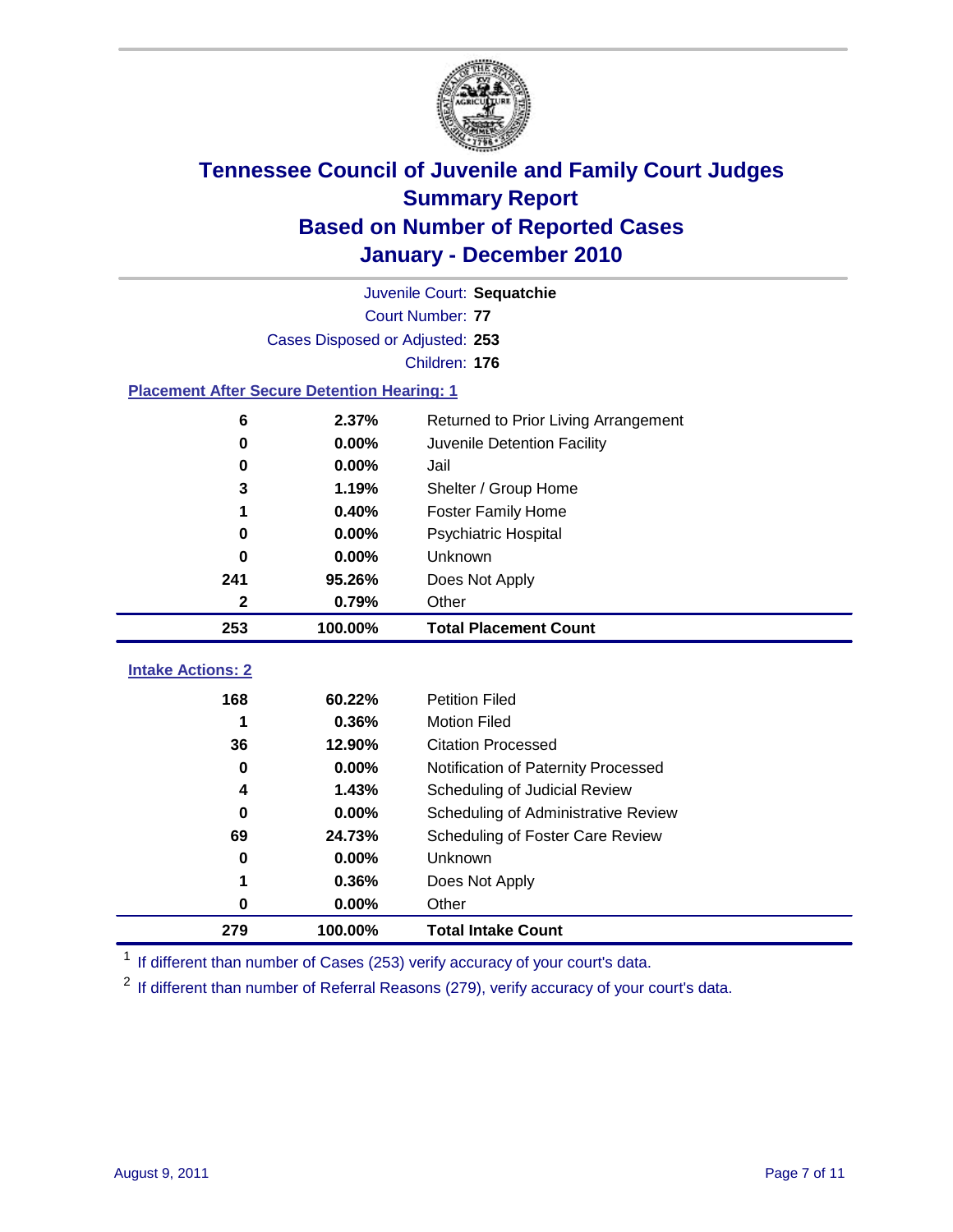# Tennessee Council of Juvenile and Family Court Judges
## Summary Report
## Based on Number of Reported Cases
## January - December 2010

Juvenile Court: **Sequatchie**
Court Number: **77**
Cases Disposed or Adjusted: **253**
Children: **176**

### Placement After Secure Detention Hearing: 1

| | | |
|---|---|---|
| 6 | 2.37% | Returned to Prior Living Arrangement |
| 0 | 0.00% | Juvenile Detention Facility |
| 0 | 0.00% | Jail |
| 3 | 1.19% | Shelter / Group Home |
| 1 | 0.40% | Foster Family Home |
| 0 | 0.00% | Psychiatric Hospital |
| 0 | 0.00% | Unknown |
| 241 | 95.26% | Does Not Apply |
| 2 | 0.79% | Other |
| **253** | **100.00%** | **Total Placement Count** |

### Intake Actions: 2

| | | |
|---|---|---|
| 168 | 60.22% | Petition Filed |
| 1 | 0.36% | Motion Filed |
| 36 | 12.90% | Citation Processed |
| 0 | 0.00% | Notification of Paternity Processed |
| 4 | 1.43% | Scheduling of Judicial Review |
| 0 | 0.00% | Scheduling of Administrative Review |
| 69 | 24.73% | Scheduling of Foster Care Review |
| 0 | 0.00% | Unknown |
| 1 | 0.36% | Does Not Apply |
| 0 | 0.00% | Other |
| **279** | **100.00%** | **Total Intake Count** |

[1] If different than number of Cases (253) verify accuracy of your court's data.

[2] If different than number of Referral Reasons (279), verify accuracy of your court's data.

August 9, 2011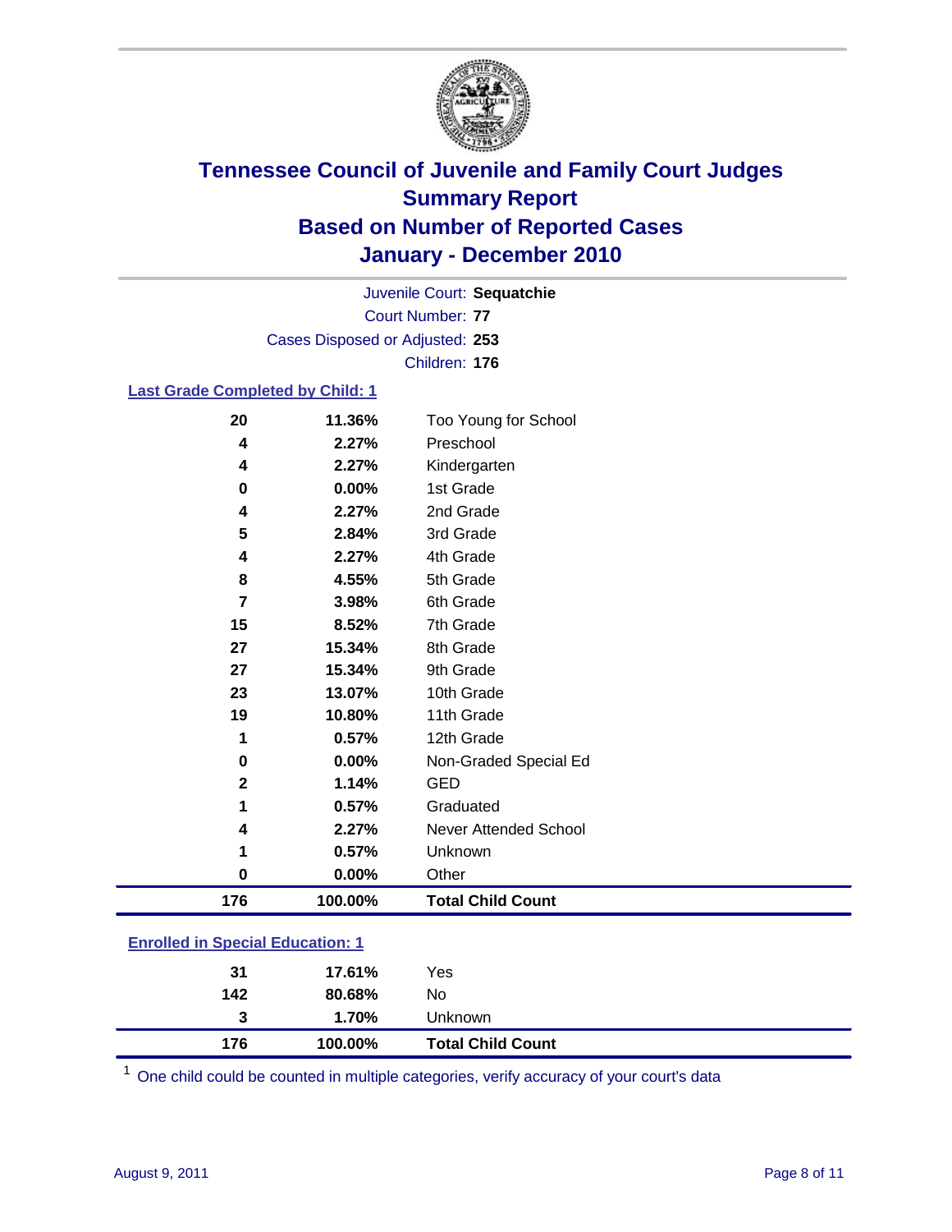# Tennessee Council of Juvenile and Family Court Judges
## Summary Report
## Based on Number of Reported Cases
## January - December 2010

Juvenile Court: **Sequatchie**
Court Number: **77**
Cases Disposed or Adjusted: **253**
Children: **176**

### Last Grade Completed by Child: 1

| Count | Percent | Category |
|---|---|---|
| 20 | 11.36% | Too Young for School |
| 4 | 2.27% | Preschool |
| 4 | 2.27% | Kindergarten |
| 0 | 0.00% | 1st Grade |
| 4 | 2.27% | 2nd Grade |
| 5 | 2.84% | 3rd Grade |
| 4 | 2.27% | 4th Grade |
| 8 | 4.55% | 5th Grade |
| 7 | 3.98% | 6th Grade |
| 15 | 8.52% | 7th Grade |
| 27 | 15.34% | 8th Grade |
| 27 | 15.34% | 9th Grade |
| 23 | 13.07% | 10th Grade |
| 19 | 10.80% | 11th Grade |
| 1 | 0.57% | 12th Grade |
| 0 | 0.00% | Non-Graded Special Ed |
| 2 | 1.14% | GED |
| 1 | 0.57% | Graduated |
| 4 | 2.27% | Never Attended School |
| 1 | 0.57% | Unknown |
| 0 | 0.00% | Other |
| **176** | **100.00%** | **Total Child Count** |

### Enrolled in Special Education: 1

| Count | Percent | Category |
|---|---|---|
| 31 | 17.61% | Yes |
| 142 | 80.68% | No |
| 3 | 1.70% | Unknown |
| **176** | **100.00%** | **Total Child Count** |

[1] One child could be counted in multiple categories, verify accuracy of your court's data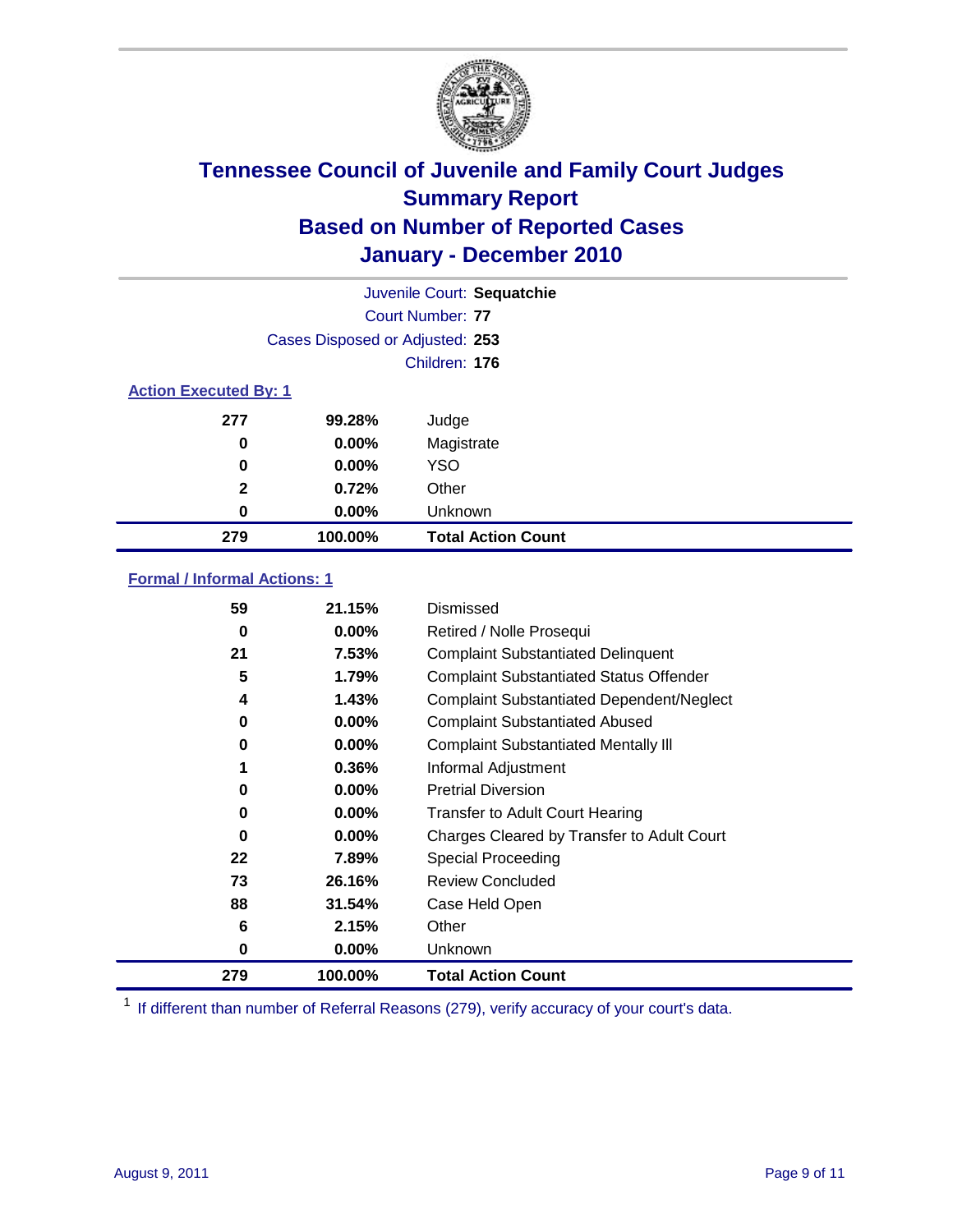# Tennessee Council of Juvenile and Family Court Judges
## Summary Report
## Based on Number of Reported Cases
## January - December 2010

Juvenile Court: **Sequatchie**

Court Number: **77**

Cases Disposed or Adjusted: **253**

Children: **176**

### Action Executed By: 1

| | | |
|---|---|---|
| 277 | 99.28% | Judge |
| 0 | 0.00% | Magistrate |
| 0 | 0.00% | YSO |
| 2 | 0.72% | Other |
| 0 | 0.00% | Unknown |
| **279** | **100.00%** | **Total Action Count** |

### Formal / Informal Actions: 1

| | | |
|---|---|---|
| 59 | 21.15% | Dismissed |
| 0 | 0.00% | Retired / Nolle Prosequi |
| 21 | 7.53% | Complaint Substantiated Delinquent |
| 5 | 1.79% | Complaint Substantiated Status Offender |
| 4 | 1.43% | Complaint Substantiated Dependent/Neglect |
| 0 | 0.00% | Complaint Substantiated Abused |
| 0 | 0.00% | Complaint Substantiated Mentally Ill |
| 1 | 0.36% | Informal Adjustment |
| 0 | 0.00% | Pretrial Diversion |
| 0 | 0.00% | Transfer to Adult Court Hearing |
| 0 | 0.00% | Charges Cleared by Transfer to Adult Court |
| 22 | 7.89% | Special Proceeding |
| 73 | 26.16% | Review Concluded |
| 88 | 31.54% | Case Held Open |
| 6 | 2.15% | Other |
| 0 | 0.00% | Unknown |
| **279** | **100.00%** | **Total Action Count** |

[1] If different than number of Referral Reasons (279), verify accuracy of your court's data.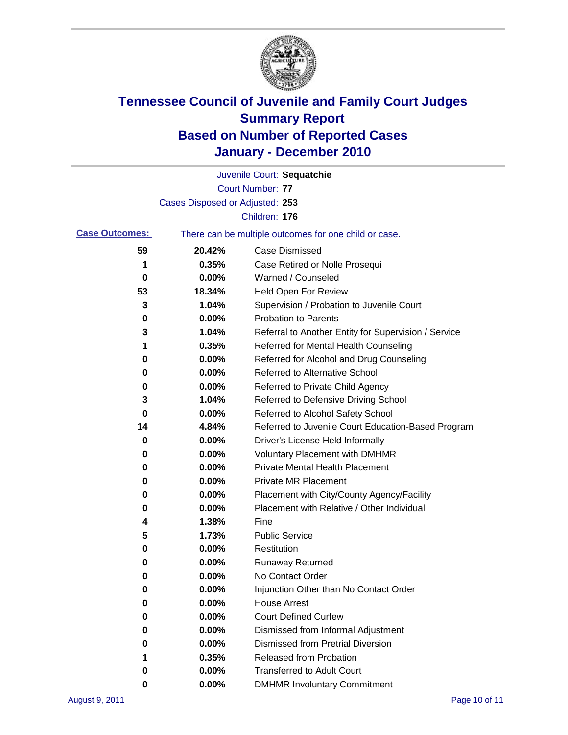# Tennessee Council of Juvenile and Family Court Judges
## Summary Report
## Based on Number of Reported Cases
## January - December 2010

Juvenile Court: **Sequatchie**
Court Number: **77**
Cases Disposed or Adjusted: **253**
Children: **176**

**Case Outcomes:** There can be multiple outcomes for one child or case.

| Count | Percent | Outcome |
|---|---|---|
| 59 | 20.42% | Case Dismissed |
| 1 | 0.35% | Case Retired or Nolle Prosequi |
| 0 | 0.00% | Warned / Counseled |
| 53 | 18.34% | Held Open For Review |
| 3 | 1.04% | Supervision / Probation to Juvenile Court |
| 0 | 0.00% | Probation to Parents |
| 3 | 1.04% | Referral to Another Entity for Supervision / Service |
| 1 | 0.35% | Referred for Mental Health Counseling |
| 0 | 0.00% | Referred for Alcohol and Drug Counseling |
| 0 | 0.00% | Referred to Alternative School |
| 0 | 0.00% | Referred to Private Child Agency |
| 3 | 1.04% | Referred to Defensive Driving School |
| 0 | 0.00% | Referred to Alcohol Safety School |
| 14 | 4.84% | Referred to Juvenile Court Education-Based Program |
| 0 | 0.00% | Driver's License Held Informally |
| 0 | 0.00% | Voluntary Placement with DMHMR |
| 0 | 0.00% | Private Mental Health Placement |
| 0 | 0.00% | Private MR Placement |
| 0 | 0.00% | Placement with City/County Agency/Facility |
| 0 | 0.00% | Placement with Relative / Other Individual |
| 4 | 1.38% | Fine |
| 5 | 1.73% | Public Service |
| 0 | 0.00% | Restitution |
| 0 | 0.00% | Runaway Returned |
| 0 | 0.00% | No Contact Order |
| 0 | 0.00% | Injunction Other than No Contact Order |
| 0 | 0.00% | House Arrest |
| 0 | 0.00% | Court Defined Curfew |
| 0 | 0.00% | Dismissed from Informal Adjustment |
| 0 | 0.00% | Dismissed from Pretrial Diversion |
| 1 | 0.35% | Released from Probation |
| 0 | 0.00% | Transferred to Adult Court |
| 0 | 0.00% | DMHMR Involuntary Commitment |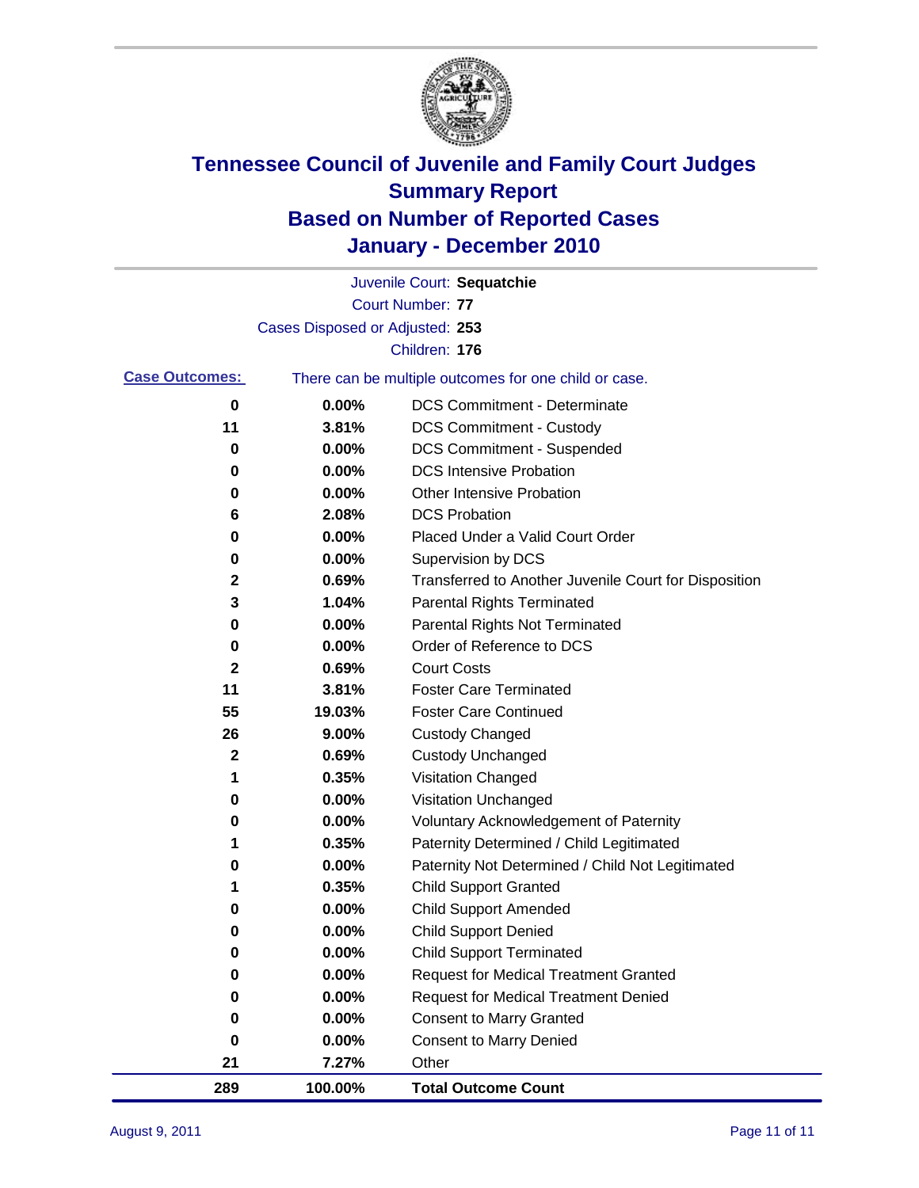# Tennessee Council of Juvenile and Family Court Judges
## Summary Report
## Based on Number of Reported Cases
## January - December 2010

Juvenile Court: **Sequatchie**

Court Number: **77**

Cases Disposed or Adjusted: **253**

Children: **176**

**Case Outcomes:** There can be multiple outcomes for one child or case.

| | | |
|---|---|---|
| 0 | 0.00% | DCS Commitment - Determinate |
| 11 | 3.81% | DCS Commitment - Custody |
| 0 | 0.00% | DCS Commitment - Suspended |
| 0 | 0.00% | DCS Intensive Probation |
| 0 | 0.00% | Other Intensive Probation |
| 6 | 2.08% | DCS Probation |
| 0 | 0.00% | Placed Under a Valid Court Order |
| 0 | 0.00% | Supervision by DCS |
| 2 | 0.69% | Transferred to Another Juvenile Court for Disposition |
| 3 | 1.04% | Parental Rights Terminated |
| 0 | 0.00% | Parental Rights Not Terminated |
| 0 | 0.00% | Order of Reference to DCS |
| 2 | 0.69% | Court Costs |
| 11 | 3.81% | Foster Care Terminated |
| 55 | 19.03% | Foster Care Continued |
| 26 | 9.00% | Custody Changed |
| 2 | 0.69% | Custody Unchanged |
| 1 | 0.35% | Visitation Changed |
| 0 | 0.00% | Visitation Unchanged |
| 0 | 0.00% | Voluntary Acknowledgement of Paternity |
| 1 | 0.35% | Paternity Determined / Child Legitimated |
| 0 | 0.00% | Paternity Not Determined / Child Not Legitimated |
| 1 | 0.35% | Child Support Granted |
| 0 | 0.00% | Child Support Amended |
| 0 | 0.00% | Child Support Denied |
| 0 | 0.00% | Child Support Terminated |
| 0 | 0.00% | Request for Medical Treatment Granted |
| 0 | 0.00% | Request for Medical Treatment Denied |
| 0 | 0.00% | Consent to Marry Granted |
| 0 | 0.00% | Consent to Marry Denied |
| 21 | 7.27% | Other |
| **289** | **100.00%** | **Total Outcome Count** |